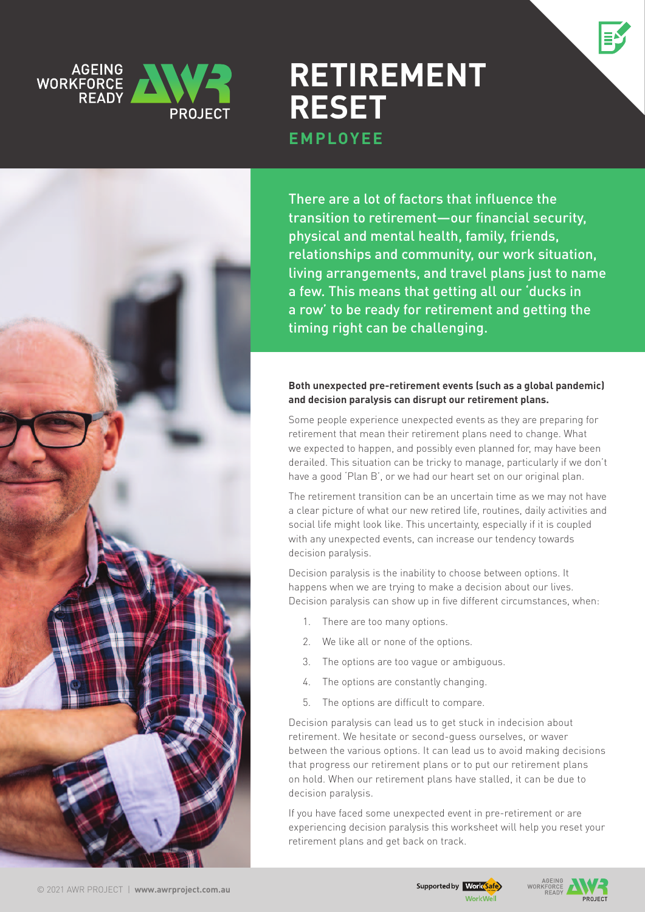# RETIREMENT RESET

## EMPLOYEE

There are a lot of factors that influence the transition to retirement—our financial security, physical and mental health, family, friends, relationships and community, our work situation, living arrangements, and travel plans just to name a few. This means that getting all our 'ducks in a row' to be ready for retirement and getting the timing right can be challenging.

**Both unexpected pre-retirement events (such as a global pandemic) and decision paralysis can disrupt our retirement plans.**

Some people experience unexpected events as they are preparing for retirement that mean their retirement plans need to change. What we expected to happen, and possibly even planned for, may have been derailed. This situation can be tricky to manage, particularly if we don't have a good 'Plan B', or we had our heart set on our original plan.

The retirement transition can be an uncertain time as we may not have a clear picture of what our new retired life, routines, daily activities and social life might look like. This uncertainty, especially if it is coupled with any unexpected events, can increase our tendency towards decision paralysis.

Decision paralysis is the inability to choose between options. It happens when we are trying to make a decision about our lives. Decision paralysis can show up in five different circumstances, when:

1. There are too many options.
2. We like all or none of the options.
3. The options are too vague or ambiguous.
4. The options are constantly changing.
5. The options are difficult to compare.

Decision paralysis can lead us to get stuck in indecision about retirement. We hesitate or second-guess ourselves, or waver between the various options. It can lead us to avoid making decisions that progress our retirement plans or to put our retirement plans on hold. When our retirement plans have stalled, it can be due to decision paralysis.

If you have faced some unexpected event in pre-retirement or are experiencing decision paralysis this worksheet will help you reset your retirement plans and get back on track.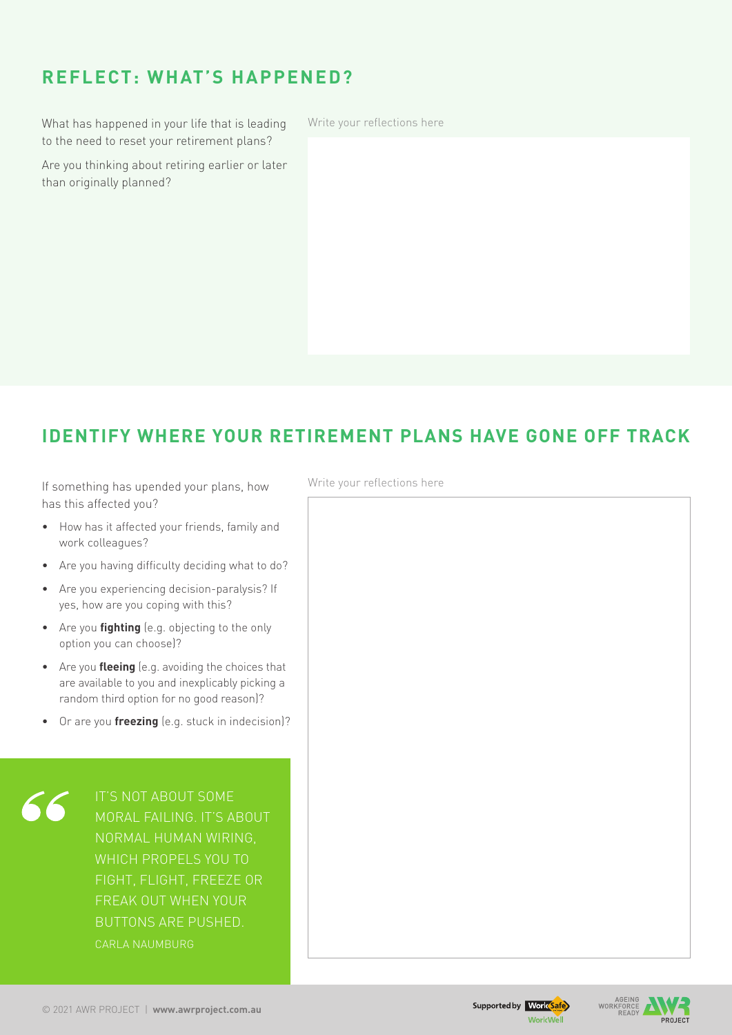## REFLECT: WHAT'S HAPPENED?

What has happened in your life that is leading to the need to reset your retirement plans?

Are you thinking about retiring earlier or later than originally planned?

Write your reflections here

## IDENTIFY WHERE YOUR RETIREMENT PLANS HAVE GONE OFF TRACK

If something has upended your plans, how has this affected you?

- How has it affected your friends, family and work colleagues?
- Are you having difficulty deciding what to do?
- Are you experiencing decision-paralysis? If yes, how are you coping with this?
- Are you **fighting** (e.g. objecting to the only option you can choose)?
- Are you **fleeing** (e.g. avoiding the choices that are available to you and inexplicably picking a random third option for no good reason)?
- Or are you **freezing** (e.g. stuck in indecision)?

> IT'S NOT ABOUT SOME MORAL FAILING. IT'S ABOUT NORMAL HUMAN WIRING, WHICH PROPELS YOU TO FIGHT, FLIGHT, FREEZE OR FREAK OUT WHEN YOUR BUTTONS ARE PUSHED.
>
> CARLA NAUMBURG

Write your reflections here

© 2021 AWR PROJECT | **www.awrproject.com.au**

Supported by WorkSafe WorkWell

AGEING WORKFORCE READY AWR PROJECT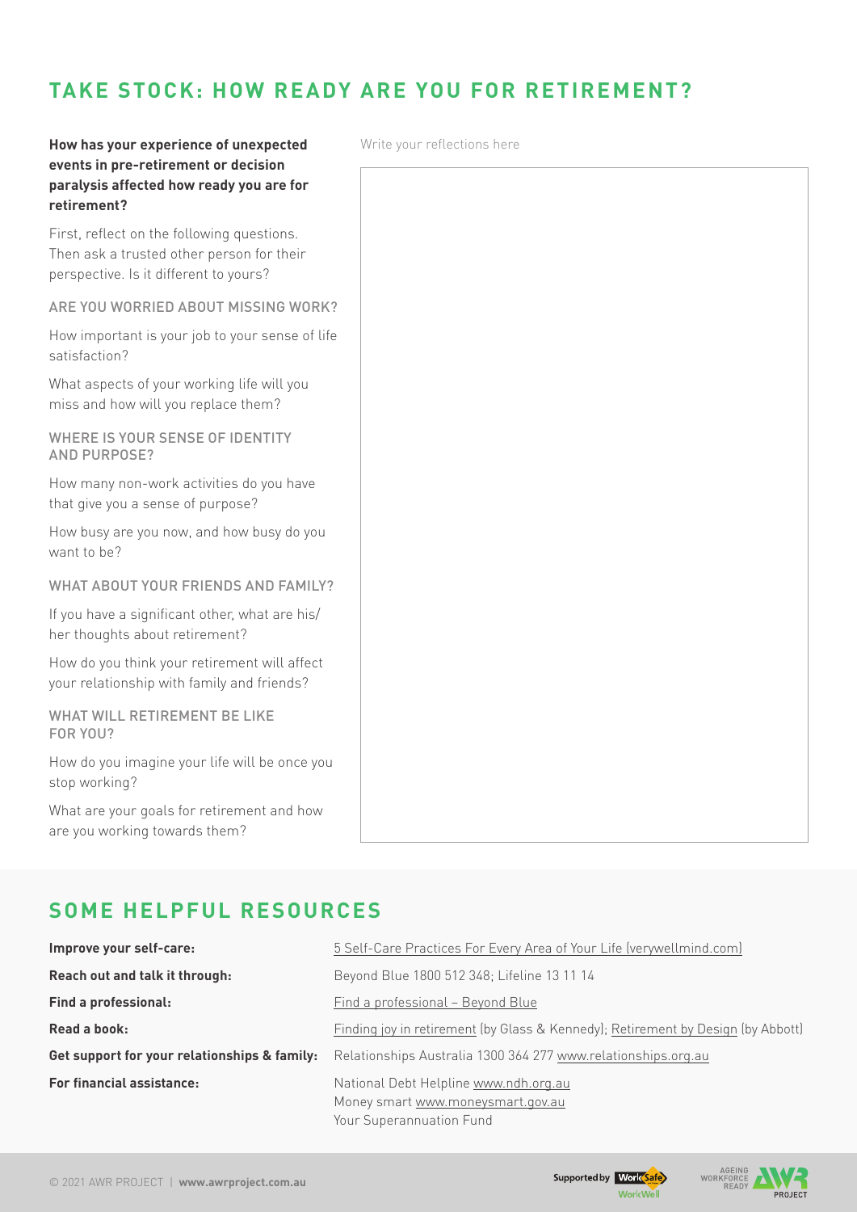## TAKE STOCK: HOW READY ARE YOU FOR RETIREMENT?

**How has your experience of unexpected events in pre-retirement or decision paralysis affected how ready you are for retirement?**

First, reflect on the following questions. Then ask a trusted other person for their perspective. Is it different to yours?

ARE YOU WORRIED ABOUT MISSING WORK?

How important is your job to your sense of life satisfaction?

What aspects of your working life will you miss and how will you replace them?

WHERE IS YOUR SENSE OF IDENTITY AND PURPOSE?

How many non-work activities do you have that give you a sense of purpose?

How busy are you now, and how busy do you want to be?

WHAT ABOUT YOUR FRIENDS AND FAMILY?

If you have a significant other, what are his/her thoughts about retirement?

How do you think your retirement will affect your relationship with family and friends?

WHAT WILL RETIREMENT BE LIKE FOR YOU?

How do you imagine your life will be once you stop working?

What are your goals for retirement and how are you working towards them?

Write your reflections here

## SOME HELPFUL RESOURCES

| | |
|---|---|
| **Improve your self-care:** | 5 Self-Care Practices For Every Area of Your Life (verywellmind.com) |
| **Reach out and talk it through:** | Beyond Blue 1800 512 348; Lifeline 13 11 14 |
| **Find a professional:** | Find a professional – Beyond Blue |
| **Read a book:** | Finding joy in retirement (by Glass & Kennedy); Retirement by Design (by Abbott) |
| **Get support for your relationships & family:** | Relationships Australia 1300 364 277 www.relationships.org.au |
| **For financial assistance:** | National Debt Helpline www.ndh.org.au<br>Money smart www.moneysmart.gov.au<br>Your Superannuation Fund |

© 2021 AWR PROJECT | **www.awrproject.com.au**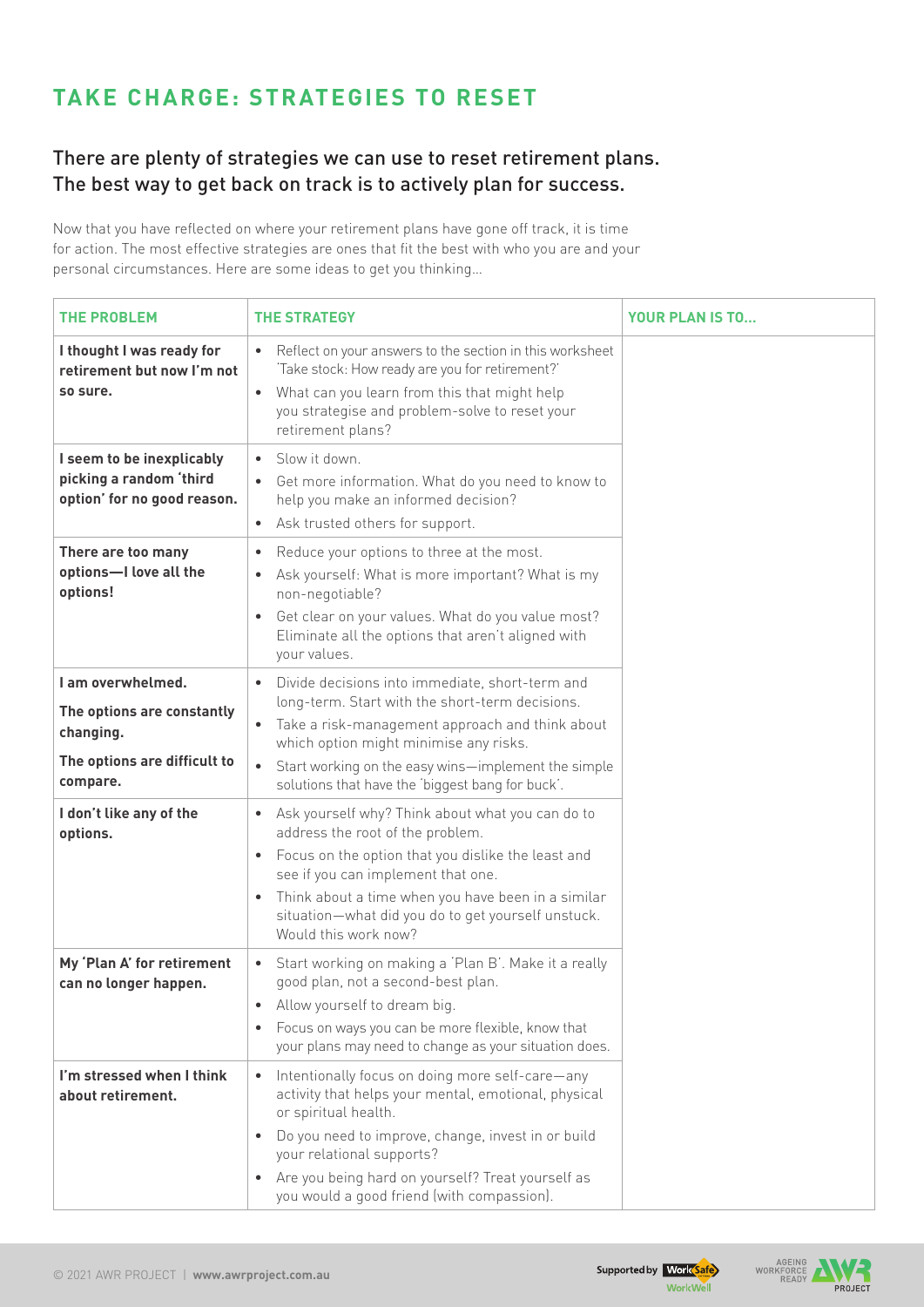## TAKE CHARGE: STRATEGIES TO RESET

### There are plenty of strategies we can use to reset retirement plans. The best way to get back on track is to actively plan for success.

Now that you have reflected on where your retirement plans have gone off track, it is time for action. The most effective strategies are ones that fit the best with who you are and your personal circumstances. Here are some ideas to get you thinking…

| THE PROBLEM | THE STRATEGY | YOUR PLAN IS TO… |
|---|---|---|
| **I thought I was ready for retirement but now I'm not so sure.** | • Reflect on your answers to the section in this worksheet 'Take stock: How ready are you for retirement?'<br>• What can you learn from this that might help you strategise and problem-solve to reset your retirement plans? | |
| **I seem to be inexplicably picking a random 'third option' for no good reason.** | • Slow it down.<br>• Get more information. What do you need to know to help you make an informed decision?<br>• Ask trusted others for support. | |
| **There are too many options—I love all the options!** | • Reduce your options to three at the most.<br>• Ask yourself: What is more important? What is my non-negotiable?<br>• Get clear on your values. What do you value most? Eliminate all the options that aren't aligned with your values. | |
| **I am overwhelmed.**<br>**The options are constantly changing.**<br>**The options are difficult to compare.** | • Divide decisions into immediate, short-term and long-term. Start with the short-term decisions.<br>• Take a risk-management approach and think about which option might minimise any risks.<br>• Start working on the easy wins—implement the simple solutions that have the 'biggest bang for buck'. | |
| **I don't like any of the options.** | • Ask yourself why? Think about what you can do to address the root of the problem.<br>• Focus on the option that you dislike the least and see if you can implement that one.<br>• Think about a time when you have been in a similar situation—what did you do to get yourself unstuck. Would this work now? | |
| **My 'Plan A' for retirement can no longer happen.** | • Start working on making a 'Plan B'. Make it a really good plan, not a second-best plan.<br>• Allow yourself to dream big.<br>• Focus on ways you can be more flexible, know that your plans may need to change as your situation does. | |
| **I'm stressed when I think about retirement.** | • Intentionally focus on doing more self-care—any activity that helps your mental, emotional, physical or spiritual health.<br>• Do you need to improve, change, invest in or build your relational supports?<br>• Are you being hard on yourself? Treat yourself as you would a good friend (with compassion). | |

© 2021 AWR PROJECT | **www.awrproject.com.au**

Supported by WorkSafe WorkWell

AGEING WORKFORCE READY AWR PROJECT